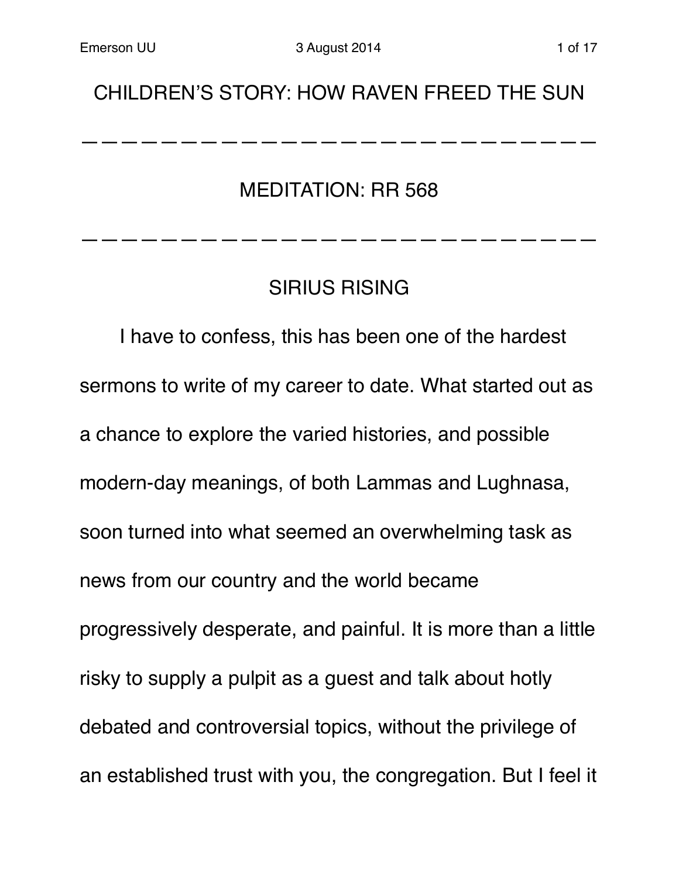## CHILDREN'S STORY: HOW RAVEN FREED THE SUN

---

## MEDITATION: RR 568

---

## SIRIUS RISING

I have to confess, this has been one of the hardest sermons to write of my career to date. What started out as a chance to explore the varied histories, and possible modern-day meanings, of both Lammas and Lughnasa, soon turned into what seemed an overwhelming task as news from our country and the world became progressively desperate, and painful. It is more than a little risky to supply a pulpit as a guest and talk about hotly debated and controversial topics, without the privilege of an established trust with you, the congregation. But I feel it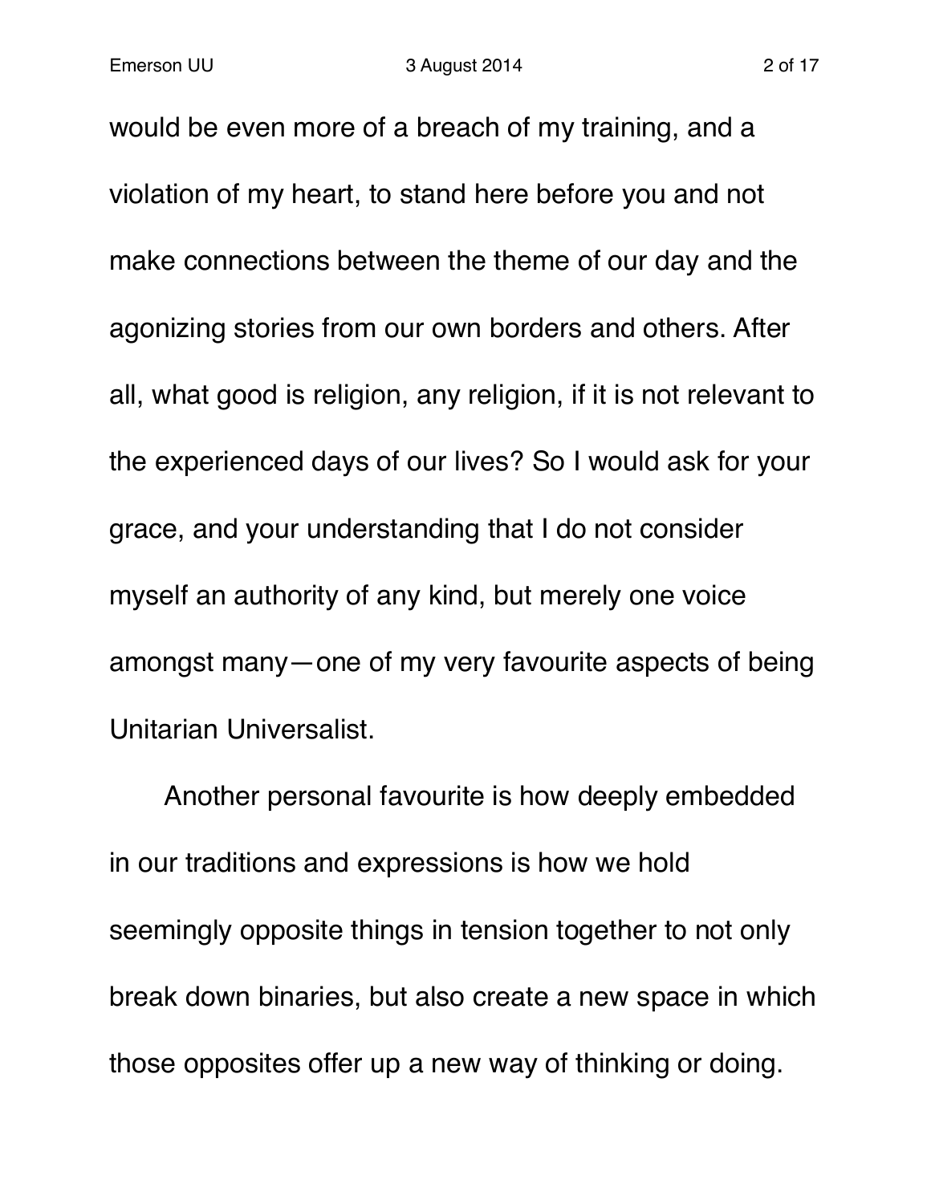would be even more of a breach of my training, and a violation of my heart, to stand here before you and not make connections between the theme of our day and the agonizing stories from our own borders and others. After all, what good is religion, any religion, if it is not relevant to the experienced days of our lives? So I would ask for your grace, and your understanding that I do not consider myself an authority of any kind, but merely one voice amongst many—one of my very favourite aspects of being Unitarian Universalist.

Another personal favourite is how deeply embedded in our traditions and expressions is how we hold seemingly opposite things in tension together to not only break down binaries, but also create a new space in which those opposites offer up a new way of thinking or doing.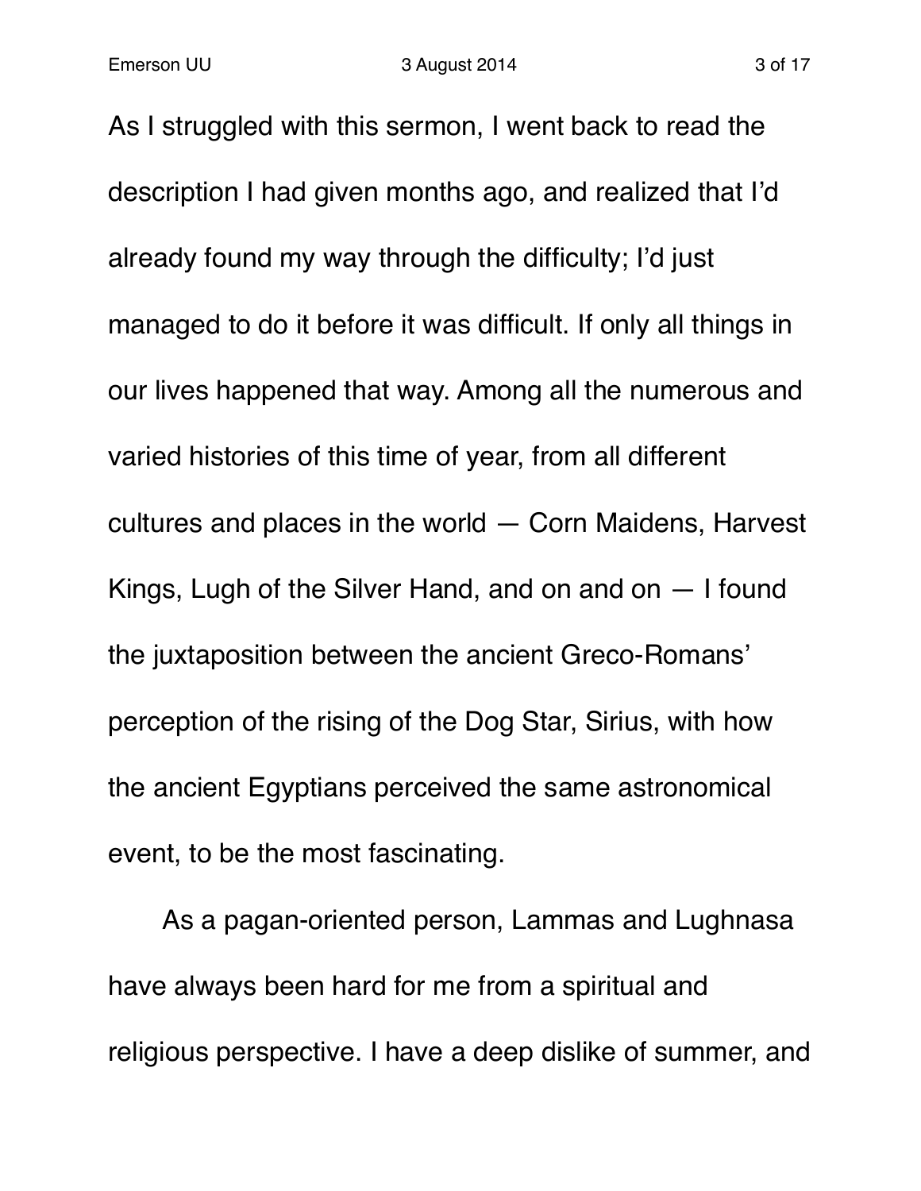As I struggled with this sermon, I went back to read the description I had given months ago, and realized that I'd already found my way through the difficulty; I'd just managed to do it before it was difficult. If only all things in our lives happened that way. Among all the numerous and varied histories of this time of year, from all different cultures and places in the world — Corn Maidens, Harvest Kings, Lugh of the Silver Hand, and on and on — I found the juxtaposition between the ancient Greco-Romans' perception of the rising of the Dog Star, Sirius, with how the ancient Egyptians perceived the same astronomical event, to be the most fascinating.

As a pagan-oriented person, Lammas and Lughnasa have always been hard for me from a spiritual and religious perspective. I have a deep dislike of summer, and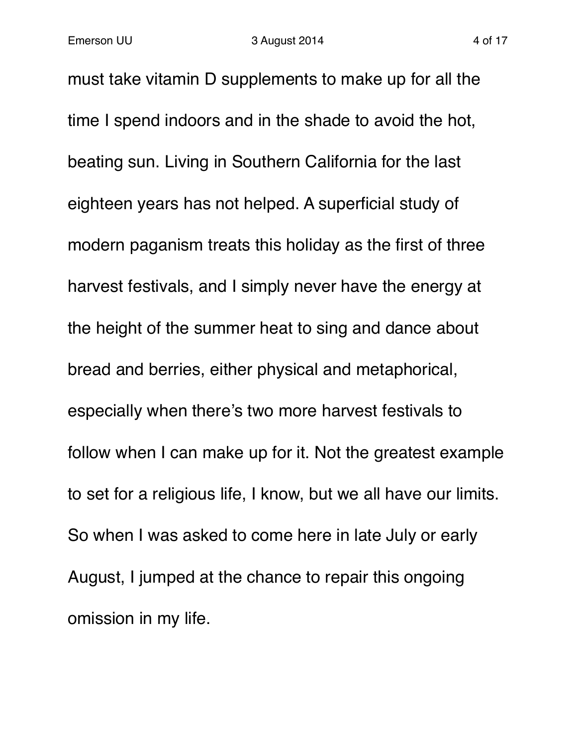must take vitamin D supplements to make up for all the time I spend indoors and in the shade to avoid the hot, beating sun. Living in Southern California for the last eighteen years has not helped. A superficial study of modern paganism treats this holiday as the first of three harvest festivals, and I simply never have the energy at the height of the summer heat to sing and dance about bread and berries, either physical and metaphorical, especially when there's two more harvest festivals to follow when I can make up for it. Not the greatest example to set for a religious life, I know, but we all have our limits. So when I was asked to come here in late July or early August, I jumped at the chance to repair this ongoing omission in my life.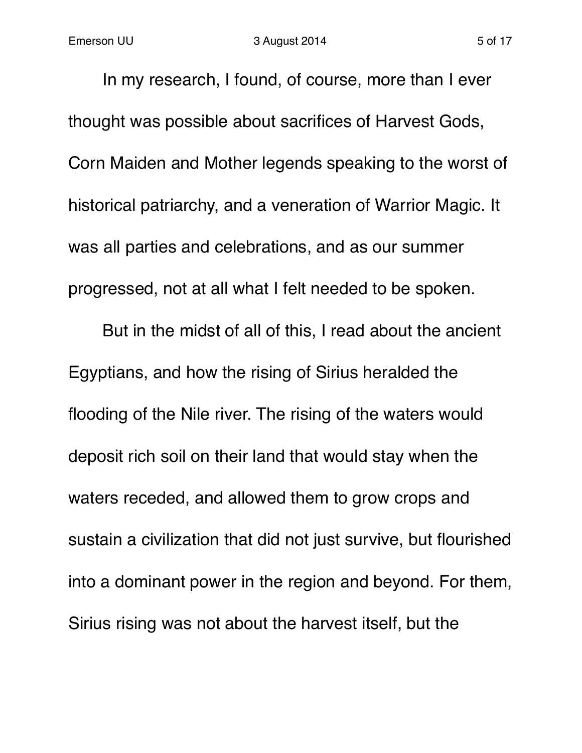In my research, I found, of course, more than I ever thought was possible about sacrifices of Harvest Gods, Corn Maiden and Mother legends speaking to the worst of historical patriarchy, and a veneration of Warrior Magic. It was all parties and celebrations, and as our summer progressed, not at all what I felt needed to be spoken.

But in the midst of all of this, I read about the ancient Egyptians, and how the rising of Sirius heralded the flooding of the Nile river. The rising of the waters would deposit rich soil on their land that would stay when the waters receded, and allowed them to grow crops and sustain a civilization that did not just survive, but flourished into a dominant power in the region and beyond. For them, Sirius rising was not about the harvest itself, but the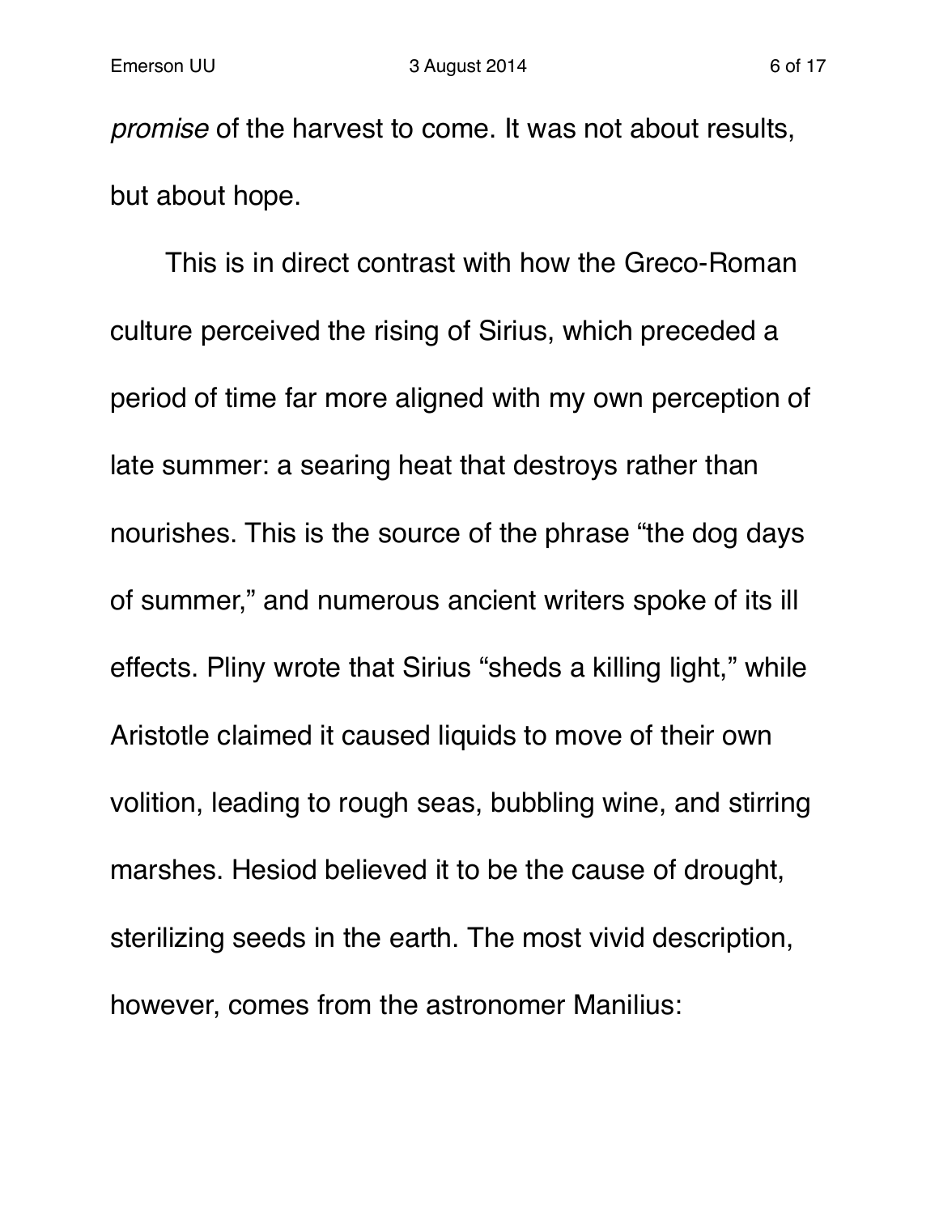*promise* of the harvest to come. It was not about results, but about hope.

This is in direct contrast with how the Greco-Roman culture perceived the rising of Sirius, which preceded a period of time far more aligned with my own perception of late summer: a searing heat that destroys rather than nourishes. This is the source of the phrase “the dog days of summer,” and numerous ancient writers spoke of its ill effects. Pliny wrote that Sirius “sheds a killing light,” while Aristotle claimed it caused liquids to move of their own volition, leading to rough seas, bubbling wine, and stirring marshes. Hesiod believed it to be the cause of drought, sterilizing seeds in the earth. The most vivid description, however, comes from the astronomer Manilius: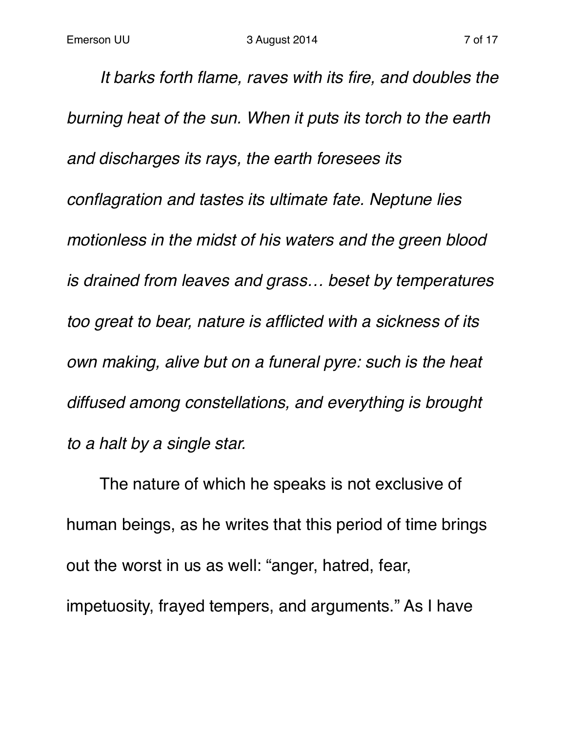*It barks forth flame, raves with its fire, and doubles the burning heat of the sun. When it puts its torch to the earth and discharges its rays, the earth foresees its conflagration and tastes its ultimate fate. Neptune lies motionless in the midst of his waters and the green blood is drained from leaves and grass… beset by temperatures too great to bear, nature is afflicted with a sickness of its own making, alive but on a funeral pyre: such is the heat diffused among constellations, and everything is brought to a halt by a single star.*

The nature of which he speaks is not exclusive of human beings, as he writes that this period of time brings out the worst in us as well: "anger, hatred, fear, impetuosity, frayed tempers, and arguments." As I have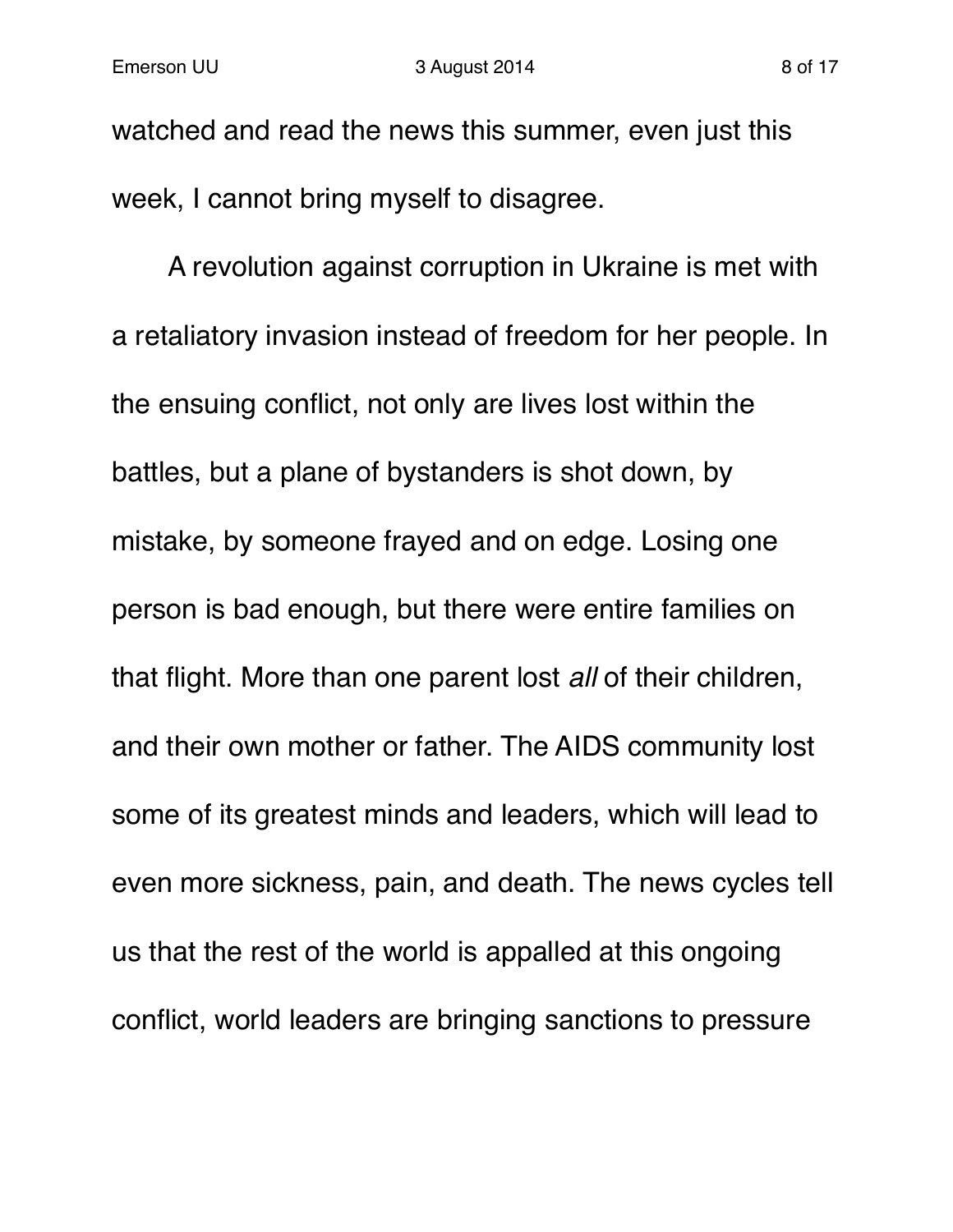watched and read the news this summer, even just this week, I cannot bring myself to disagree.

A revolution against corruption in Ukraine is met with a retaliatory invasion instead of freedom for her people. In the ensuing conflict, not only are lives lost within the battles, but a plane of bystanders is shot down, by mistake, by someone frayed and on edge. Losing one person is bad enough, but there were entire families on that flight. More than one parent lost *all* of their children, and their own mother or father. The AIDS community lost some of its greatest minds and leaders, which will lead to even more sickness, pain, and death. The news cycles tell us that the rest of the world is appalled at this ongoing conflict, world leaders are bringing sanctions to pressure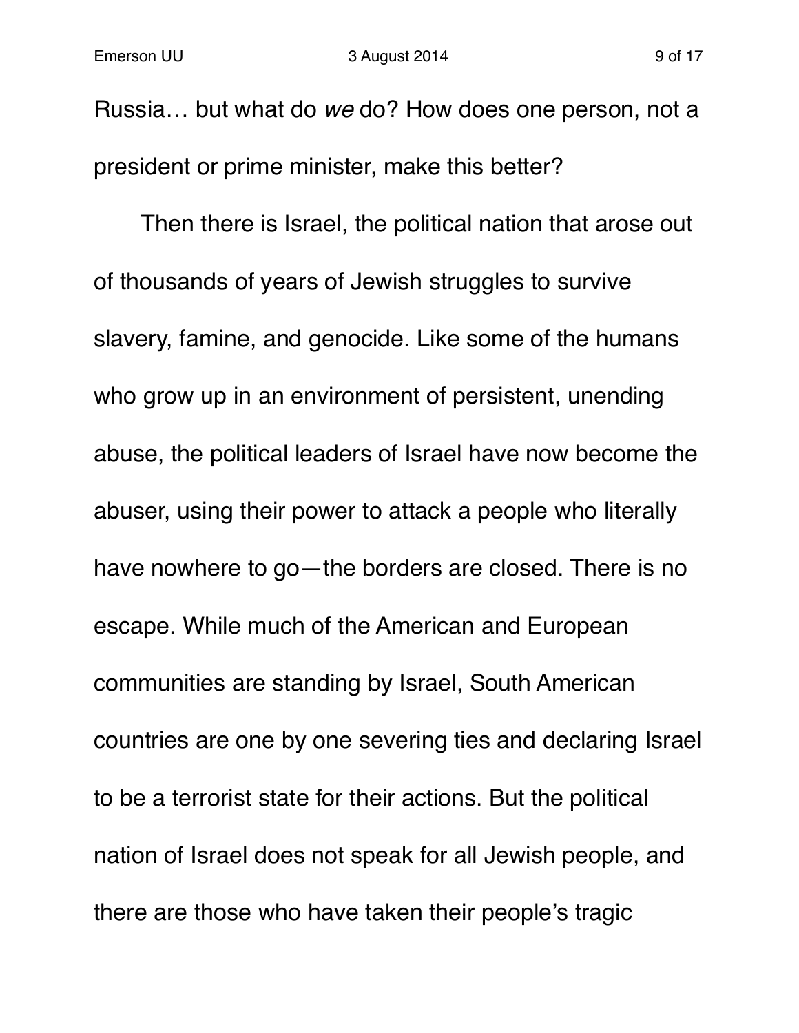Russia… but what do *we* do? How does one person, not a president or prime minister, make this better?

Then there is Israel, the political nation that arose out of thousands of years of Jewish struggles to survive slavery, famine, and genocide. Like some of the humans who grow up in an environment of persistent, unending abuse, the political leaders of Israel have now become the abuser, using their power to attack a people who literally have nowhere to go—the borders are closed. There is no escape. While much of the American and European communities are standing by Israel, South American countries are one by one severing ties and declaring Israel to be a terrorist state for their actions. But the political nation of Israel does not speak for all Jewish people, and there are those who have taken their people's tragic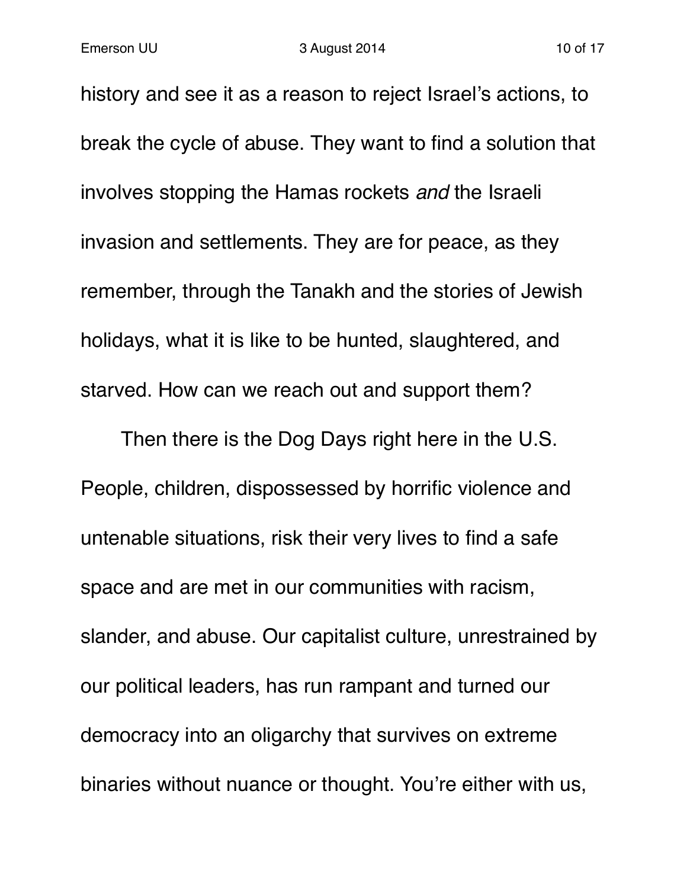history and see it as a reason to reject Israel's actions, to break the cycle of abuse. They want to find a solution that involves stopping the Hamas rockets *and* the Israeli invasion and settlements. They are for peace, as they remember, through the Tanakh and the stories of Jewish holidays, what it is like to be hunted, slaughtered, and starved. How can we reach out and support them?

Then there is the Dog Days right here in the U.S. People, children, dispossessed by horrific violence and untenable situations, risk their very lives to find a safe space and are met in our communities with racism, slander, and abuse. Our capitalist culture, unrestrained by our political leaders, has run rampant and turned our democracy into an oligarchy that survives on extreme binaries without nuance or thought. You're either with us,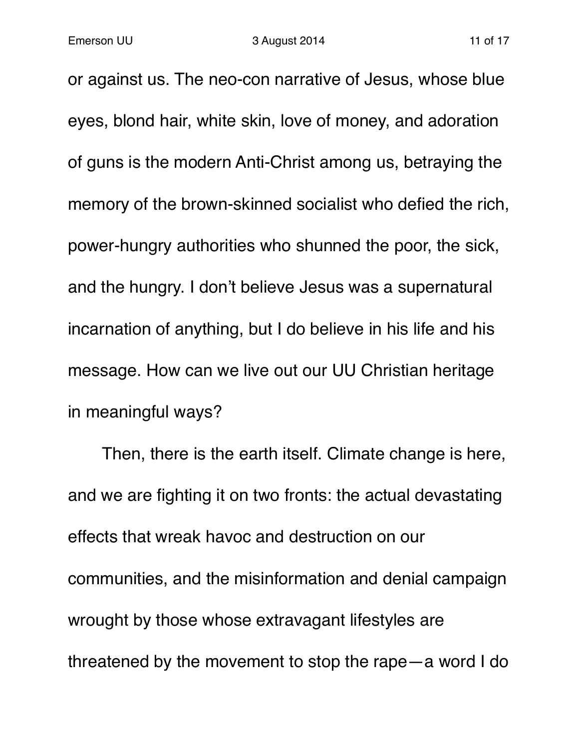or against us. The neo-con narrative of Jesus, whose blue eyes, blond hair, white skin, love of money, and adoration of guns is the modern Anti-Christ among us, betraying the memory of the brown-skinned socialist who defied the rich, power-hungry authorities who shunned the poor, the sick, and the hungry. I don't believe Jesus was a supernatural incarnation of anything, but I do believe in his life and his message. How can we live out our UU Christian heritage in meaningful ways?

Then, there is the earth itself. Climate change is here, and we are fighting it on two fronts: the actual devastating effects that wreak havoc and destruction on our communities, and the misinformation and denial campaign wrought by those whose extravagant lifestyles are threatened by the movement to stop the rape—a word I do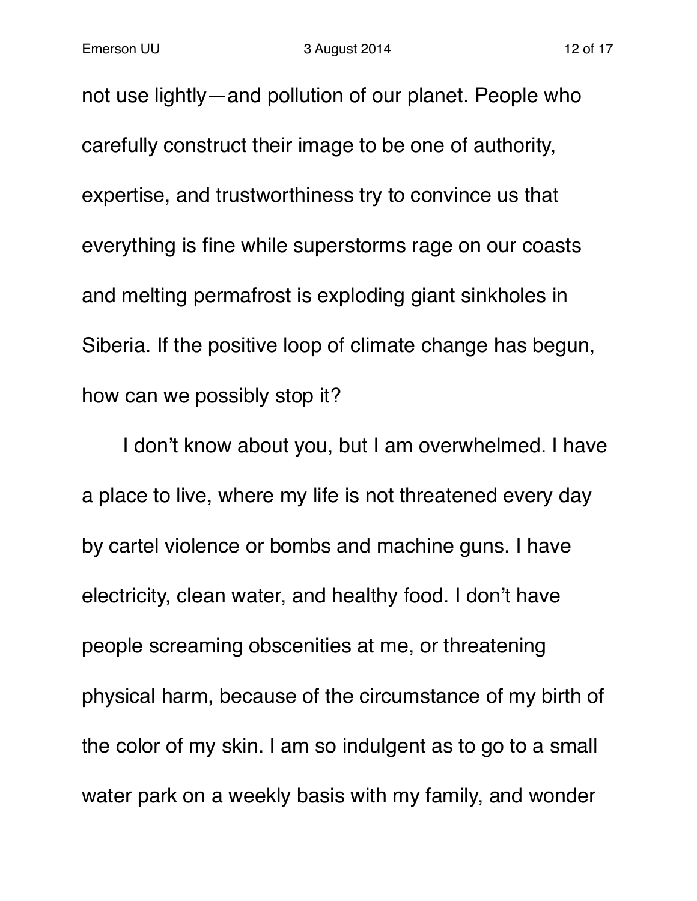not use lightly—and pollution of our planet. People who carefully construct their image to be one of authority, expertise, and trustworthiness try to convince us that everything is fine while superstorms rage on our coasts and melting permafrost is exploding giant sinkholes in Siberia. If the positive loop of climate change has begun, how can we possibly stop it?

I don't know about you, but I am overwhelmed. I have a place to live, where my life is not threatened every day by cartel violence or bombs and machine guns. I have electricity, clean water, and healthy food. I don't have people screaming obscenities at me, or threatening physical harm, because of the circumstance of my birth of the color of my skin. I am so indulgent as to go to a small water park on a weekly basis with my family, and wonder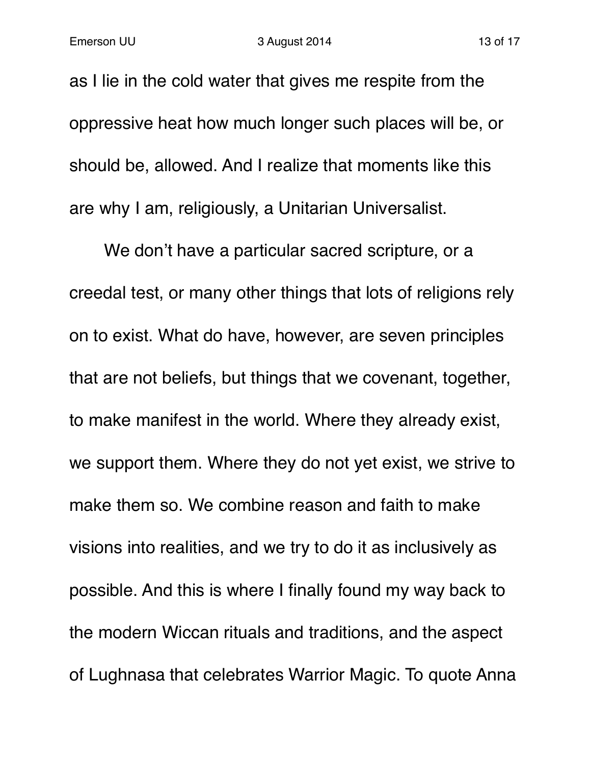as I lie in the cold water that gives me respite from the oppressive heat how much longer such places will be, or should be, allowed. And I realize that moments like this are why I am, religiously, a Unitarian Universalist.

We don't have a particular sacred scripture, or a creedal test, or many other things that lots of religions rely on to exist. What do have, however, are seven principles that are not beliefs, but things that we covenant, together, to make manifest in the world. Where they already exist, we support them. Where they do not yet exist, we strive to make them so. We combine reason and faith to make visions into realities, and we try to do it as inclusively as possible. And this is where I finally found my way back to the modern Wiccan rituals and traditions, and the aspect of Lughnasa that celebrates Warrior Magic. To quote Anna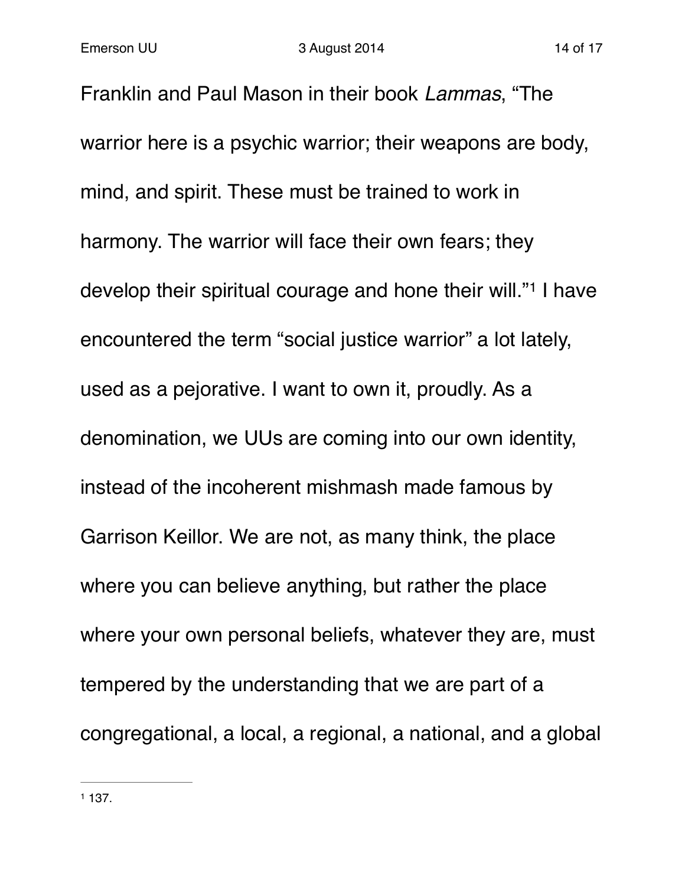Franklin and Paul Mason in their book *Lammas*, "The warrior here is a psychic warrior; their weapons are body, mind, and spirit. These must be trained to work in harmony. The warrior will face their own fears; they develop their spiritual courage and hone their will."[1] I have encountered the term "social justice warrior" a lot lately, used as a pejorative. I want to own it, proudly. As a denomination, we UUs are coming into our own identity, instead of the incoherent mishmash made famous by Garrison Keillor. We are not, as many think, the place where you can believe anything, but rather the place where your own personal beliefs, whatever they are, must tempered by the understanding that we are part of a congregational, a local, a regional, a national, and a global

---

[1] 137.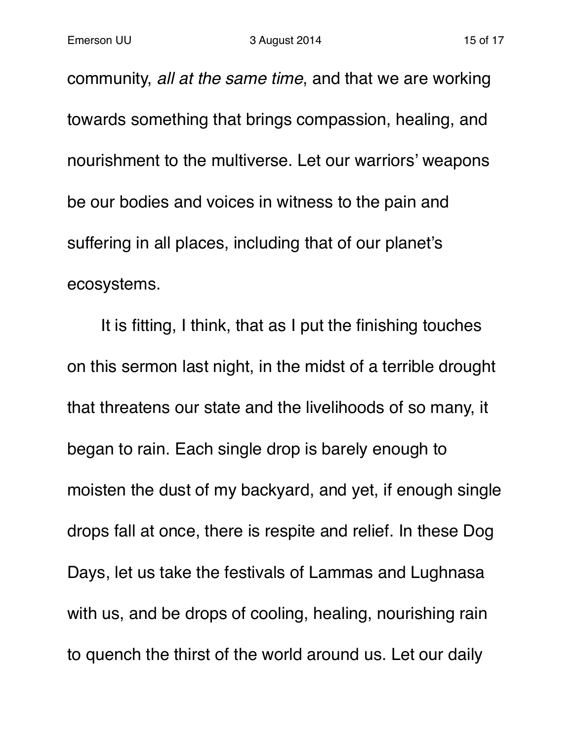community, *all at the same time*, and that we are working towards something that brings compassion, healing, and nourishment to the multiverse. Let our warriors' weapons be our bodies and voices in witness to the pain and suffering in all places, including that of our planet's ecosystems.

It is fitting, I think, that as I put the finishing touches on this sermon last night, in the midst of a terrible drought that threatens our state and the livelihoods of so many, it began to rain. Each single drop is barely enough to moisten the dust of my backyard, and yet, if enough single drops fall at once, there is respite and relief. In these Dog Days, let us take the festivals of Lammas and Lughnasa with us, and be drops of cooling, healing, nourishing rain to quench the thirst of the world around us. Let our daily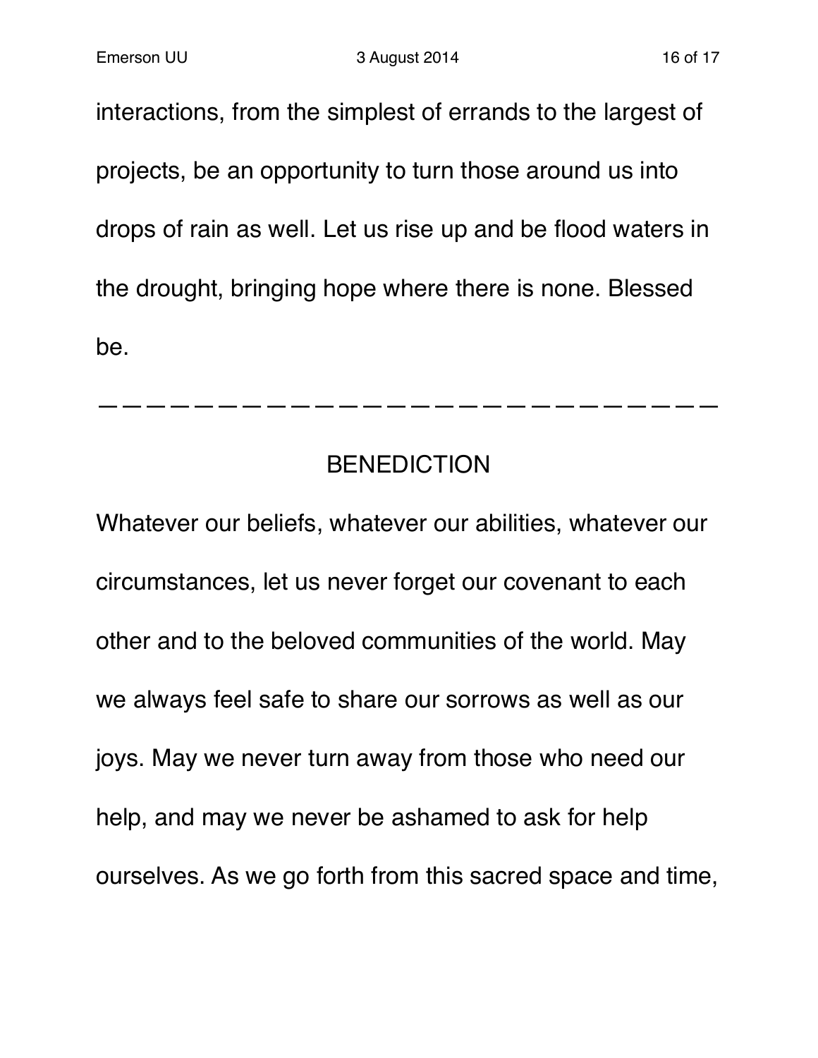interactions, from the simplest of errands to the largest of projects, be an opportunity to turn those around us into drops of rain as well. Let us rise up and be flood waters in the drought, bringing hope where there is none. Blessed be.

---

## BENEDICTION

Whatever our beliefs, whatever our abilities, whatever our circumstances, let us never forget our covenant to each other and to the beloved communities of the world. May we always feel safe to share our sorrows as well as our joys. May we never turn away from those who need our help, and may we never be ashamed to ask for help ourselves. As we go forth from this sacred space and time,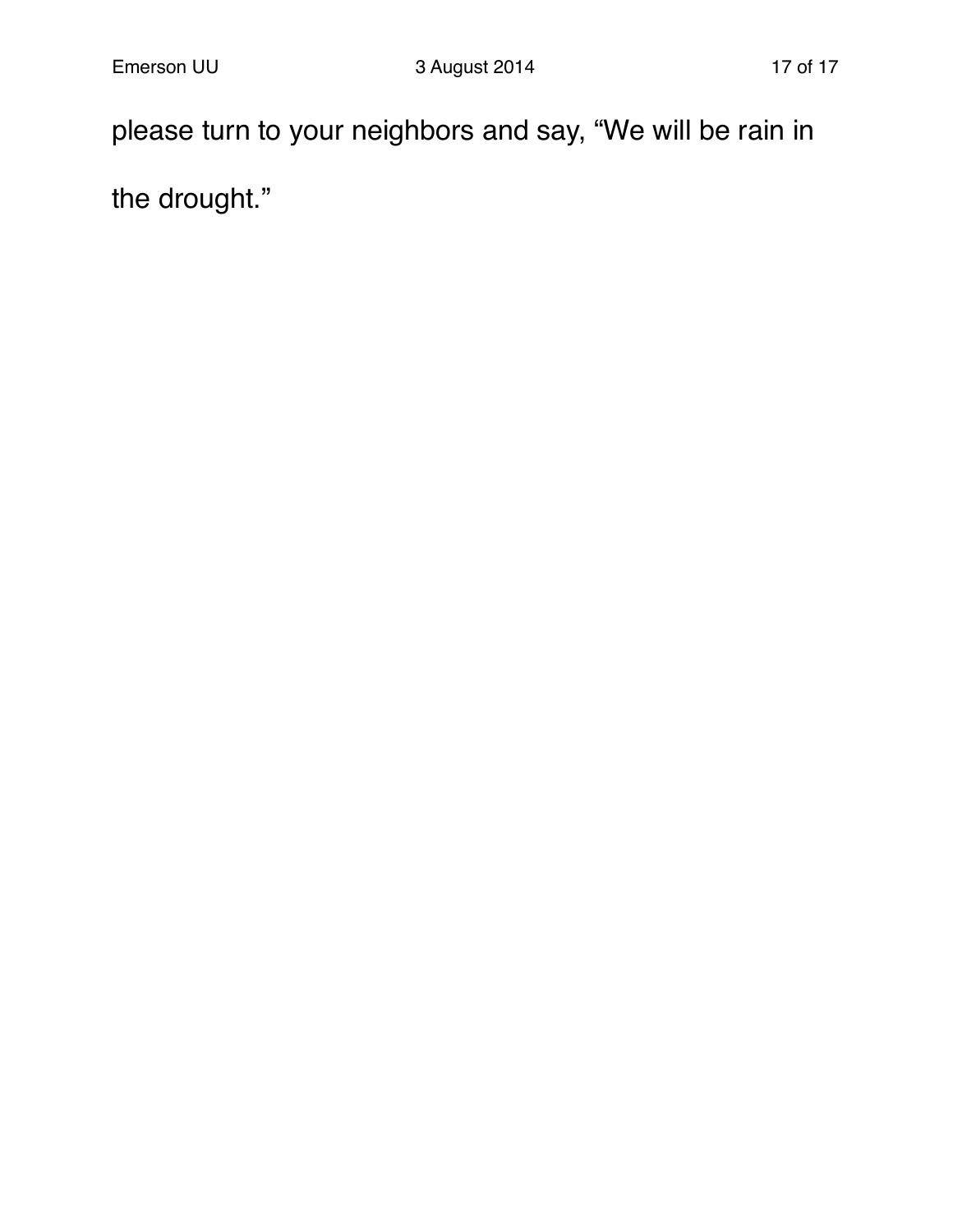please turn to your neighbors and say, “We will be rain in the drought.”